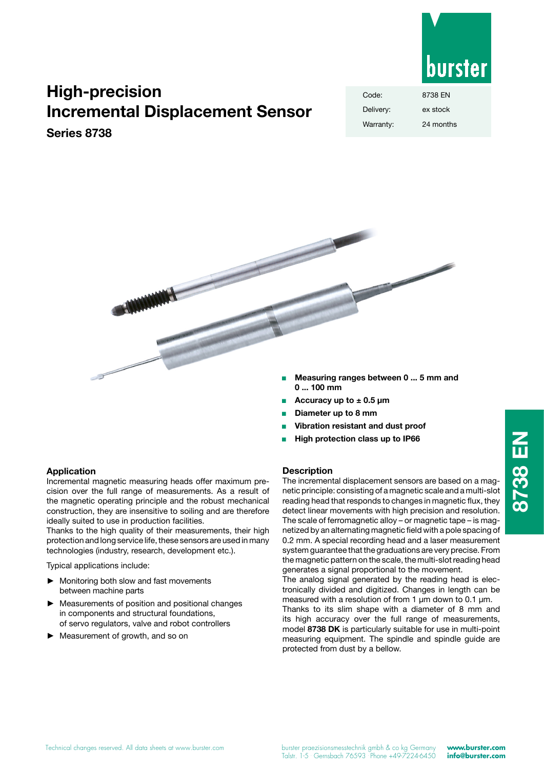# High-precision Incremental Displacement Sensor

## Series 8738

| | |
|---|---|
| Code: | 8738 EN |
| Delivery: | ex stock |
| Warranty: | 24 months |

- **Measuring ranges between 0 ... 5 mm and 0 ... 100 mm**
- **Accuracy up to ± 0.5 µm**
- **Diameter up to 8 mm**
- **Vibration resistant and dust proof**
- **High protection class up to IP66**

### Application

Incremental magnetic measuring heads offer maximum precision over the full range of measurements. As a result of the magnetic operating principle and the robust mechanical construction, they are insensitive to soiling and are therefore ideally suited to use in production facilities.
Thanks to the high quality of their measurements, their high protection and long service life, these sensors are used in many technologies (industry, research, development etc.).

Typical applications include:

- Monitoring both slow and fast movements between machine parts
- Measurements of position and positional changes in components and structural foundations, of servo regulators, valve and robot controllers
- Measurement of growth, and so on

### Description

The incremental displacement sensors are based on a magnetic principle: consisting of a magnetic scale and a multi-slot reading head that responds to changes in magnetic flux, they detect linear movements with high precision and resolution.
The scale of ferromagnetic alloy – or magnetic tape – is magnetized by an alternating magnetic field with a pole spacing of 0.2 mm. A special recording head and a laser measurement system guarantee that the graduations are very precise. From the magnetic pattern on the scale, the multi-slot reading head generates a signal proportional to the movement.
The analog signal generated by the reading head is electronically divided and digitized. Changes in length can be measured with a resolution of from 1 µm down to 0.1 µm.
Thanks to its slim shape with a diameter of 8 mm and its high accuracy over the full range of measurements, model **8738 DK** is particularly suitable for use in multi-point measuring equipment. The spindle and spindle guide are protected from dust by a bellow.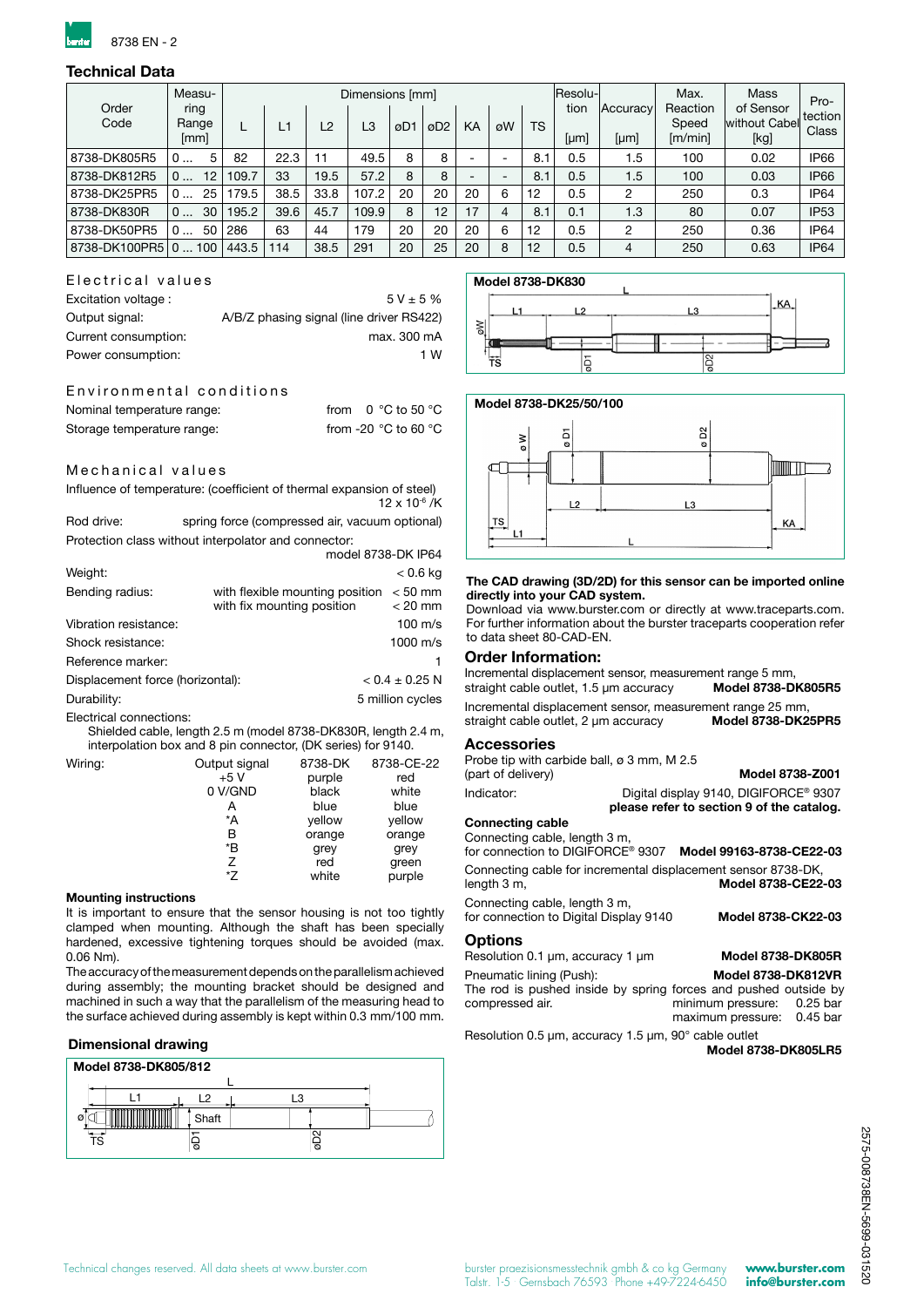## Technical Data

| Order Code | Measuring Range [mm] | Dimensions [mm] L | L1 | L2 | L3 | øD1 | øD2 | KA | øW | TS | Resolution [µm] | Accuracy [µm] | Max. Reaction Speed [m/min] | Mass of Sensor without Cabel [kg] | Protection Class |
|---|---|---|---|---|---|---|---|---|---|---|---|---|---|---|---|
| 8738-DK805R5 | 0 ... 5 | 82 | 22.3 | 11 | 49.5 | 8 | 8 | - | - | 8.1 | 0.5 | 1.5 | 100 | 0.02 | IP66 |
| 8738-DK812R5 | 0 ... 12 | 109.7 | 33 | 19.5 | 57.2 | 8 | 8 | - | - | 8.1 | 0.5 | 1.5 | 100 | 0.03 | IP66 |
| 8738-DK25PR5 | 0 ... 25 | 179.5 | 38.5 | 33.8 | 107.2 | 20 | 20 | 20 | 6 | 12 | 0.5 | 2 | 250 | 0.3 | IP64 |
| 8738-DK830R | 0 ... 30 | 195.2 | 39.6 | 45.7 | 109.9 | 8 | 12 | 17 | 4 | 8.1 | 0.1 | 1.3 | 80 | 0.07 | IP53 |
| 8738-DK50PR5 | 0 ... 50 | 286 | 63 | 44 | 179 | 20 | 20 | 20 | 6 | 12 | 0.5 | 2 | 250 | 0.36 | IP64 |
| 8738-DK100PR5 | 0 ... 100 | 443.5 | 114 | 38.5 | 291 | 20 | 25 | 20 | 8 | 12 | 0.5 | 4 | 250 | 0.63 | IP64 |

### Electrical values

Excitation voltage : 5 V ± 5 %
Output signal: A/B/Z phasing signal (line driver RS422)
Current consumption: max. 300 mA
Power consumption: 1 W

### Environmental conditions

Nominal temperature range: from 0 °C to 50 °C
Storage temperature range: from -20 °C to 60 °C

### Mechanical values

Influence of temperature: (coefficient of thermal expansion of steel) $12 \times 10^{-6}$ /K
Rod drive: spring force (compressed air, vacuum optional)
Protection class without interpolator and connector: model 8738-DK IP64
Weight: < 0.6 kg
Bending radius: with flexible mounting position < 50 mm; with fix mounting position < 20 mm
Vibration resistance: 100 m/s
Shock resistance: 1000 m/s
Reference marker: 1
Displacement force (horizontal): < 0.4 ± 0.25 N
Durability: 5 million cycles

Electrical connections:
Shielded cable, length 2.5 m (model 8738-DK830R, length 2.4 m, interpolation box and 8 pin connector, (DK series) for 9140.

Wiring:

| Output signal | 8738-DK | 8738-CE-22 |
|---|---|---|
| +5 V | purple | red |
| 0 V/GND | black | white |
| A | blue | blue |
| *A | yellow | yellow |
| B | orange | orange |
| *B | grey | grey |
| Z | red | green |
| *Z | white | purple |

**Mounting instructions**

It is important to ensure that the sensor housing is not too tightly clamped when mounting. Although the shaft has been specially hardened, excessive tightening torques should be avoided (max. 0.06 Nm).
The accuracy of the measurement depends on the parallelism achieved during assembly; the mounting bracket should be designed and machined in such a way that the parallelism of the measuring head to the surface achieved during assembly is kept within 0.3 mm/100 mm.

### Dimensional drawing

**Model 8738-DK805/812**

L, L1, L2, L3, Shaft, ø, TS, øD1, øD2

**Model 8738-DK830**

L, L1, L2, L3, KA, øW, TS, øD1, øD2

**Model 8738-DK25/50/100**

ø W, ø D1, ø D2, L2, L3, TS, L1, KA, L

**The CAD drawing (3D/2D) for this sensor can be imported online directly into your CAD system.**
Download via www.burster.com or directly at www.traceparts.com. For further information about the burster traceparts cooperation refer to data sheet 80-CAD-EN.

## Order Information:

Incremental displacement sensor, measurement range 5 mm, straight cable outlet, 1.5 µm accuracy **Model 8738-DK805R5**

Incremental displacement sensor, measurement range 25 mm, straight cable outlet, 2 µm accuracy **Model 8738-DK25PR5**

## Accessories

Probe tip with carbide ball, ø 3 mm, M 2.5 (part of delivery) **Model 8738-Z001**

Indicator: Digital display 9140, DIGIFORCE® 9307 **please refer to section 9 of the catalog.**

**Connecting cable**

Connecting cable, length 3 m, for connection to DIGIFORCE® 9307 **Model 99163-8738-CE22-03**

Connecting cable for incremental displacement sensor 8738-DK, length 3 m, **Model 8738-CE22-03**

Connecting cable, length 3 m, for connection to Digital Display 9140 **Model 8738-CK22-03**

## Options

Resolution 0.1 µm, accuracy 1 µm **Model 8738-DK805R**

Pneumatic lining (Push): **Model 8738-DK812VR**
The rod is pushed inside by spring forces and pushed outside by compressed air. minimum pressure: 0.25 bar; maximum pressure: 0.45 bar

Resolution 0.5 µm, accuracy 1.5 µm, 90° cable outlet **Model 8738-DK805LR5**

Technical changes reserved. All data sheets at www.burster.com

burster praezisionsmesstechnik gmbh & co kg Germany
Talstr. 1-5 Gernsbach 76593 Phone +49-7224-6450
www.burster.com
info@burster.com

2575-008738EN-5699-031520